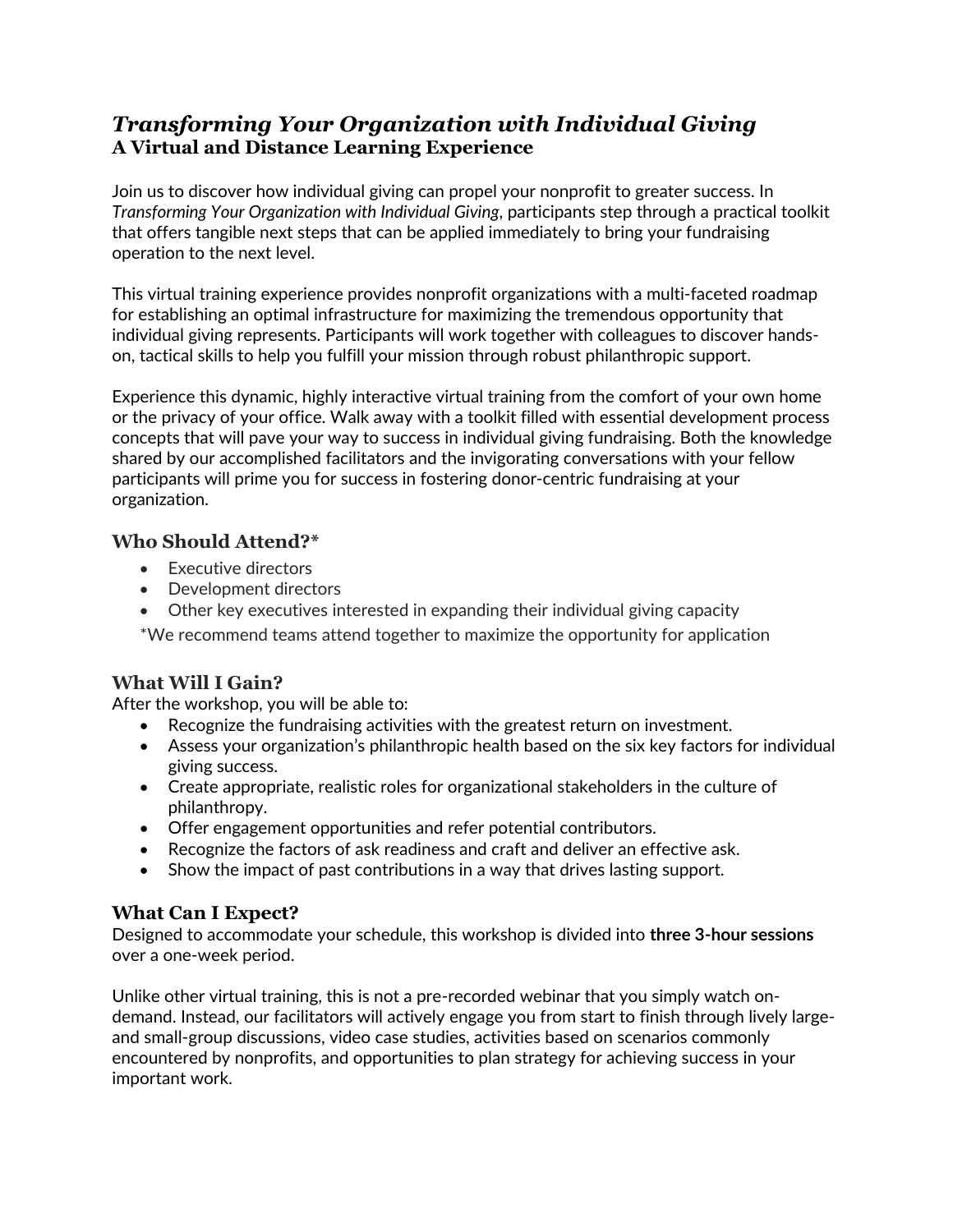# *Transforming Your Organization with Individual Giving*
**A Virtual and Distance Learning Experience**

Join us to discover how individual giving can propel your nonprofit to greater success. In *Transforming Your Organization with Individual Giving*, participants step through a practical toolkit that offers tangible next steps that can be applied immediately to bring your fundraising operation to the next level.

This virtual training experience provides nonprofit organizations with a multi-faceted roadmap for establishing an optimal infrastructure for maximizing the tremendous opportunity that individual giving represents. Participants will work together with colleagues to discover hands-on, tactical skills to help you fulfill your mission through robust philanthropic support.

Experience this dynamic, highly interactive virtual training from the comfort of your own home or the privacy of your office. Walk away with a toolkit filled with essential development process concepts that will pave your way to success in individual giving fundraising. Both the knowledge shared by our accomplished facilitators and the invigorating conversations with your fellow participants will prime you for success in fostering donor-centric fundraising at your organization.

## Who Should Attend?*

- Executive directors
- Development directors
- Other key executives interested in expanding their individual giving capacity

*We recommend teams attend together to maximize the opportunity for application

## What Will I Gain?

After the workshop, you will be able to:

- Recognize the fundraising activities with the greatest return on investment.
- Assess your organization's philanthropic health based on the six key factors for individual giving success.
- Create appropriate, realistic roles for organizational stakeholders in the culture of philanthropy.
- Offer engagement opportunities and refer potential contributors.
- Recognize the factors of ask readiness and craft and deliver an effective ask.
- Show the impact of past contributions in a way that drives lasting support.

## What Can I Expect?

Designed to accommodate your schedule, this workshop is divided into **three 3-hour sessions** over a one-week period.

Unlike other virtual training, this is not a pre-recorded webinar that you simply watch on-demand. Instead, our facilitators will actively engage you from start to finish through lively large- and small-group discussions, video case studies, activities based on scenarios commonly encountered by nonprofits, and opportunities to plan strategy for achieving success in your important work.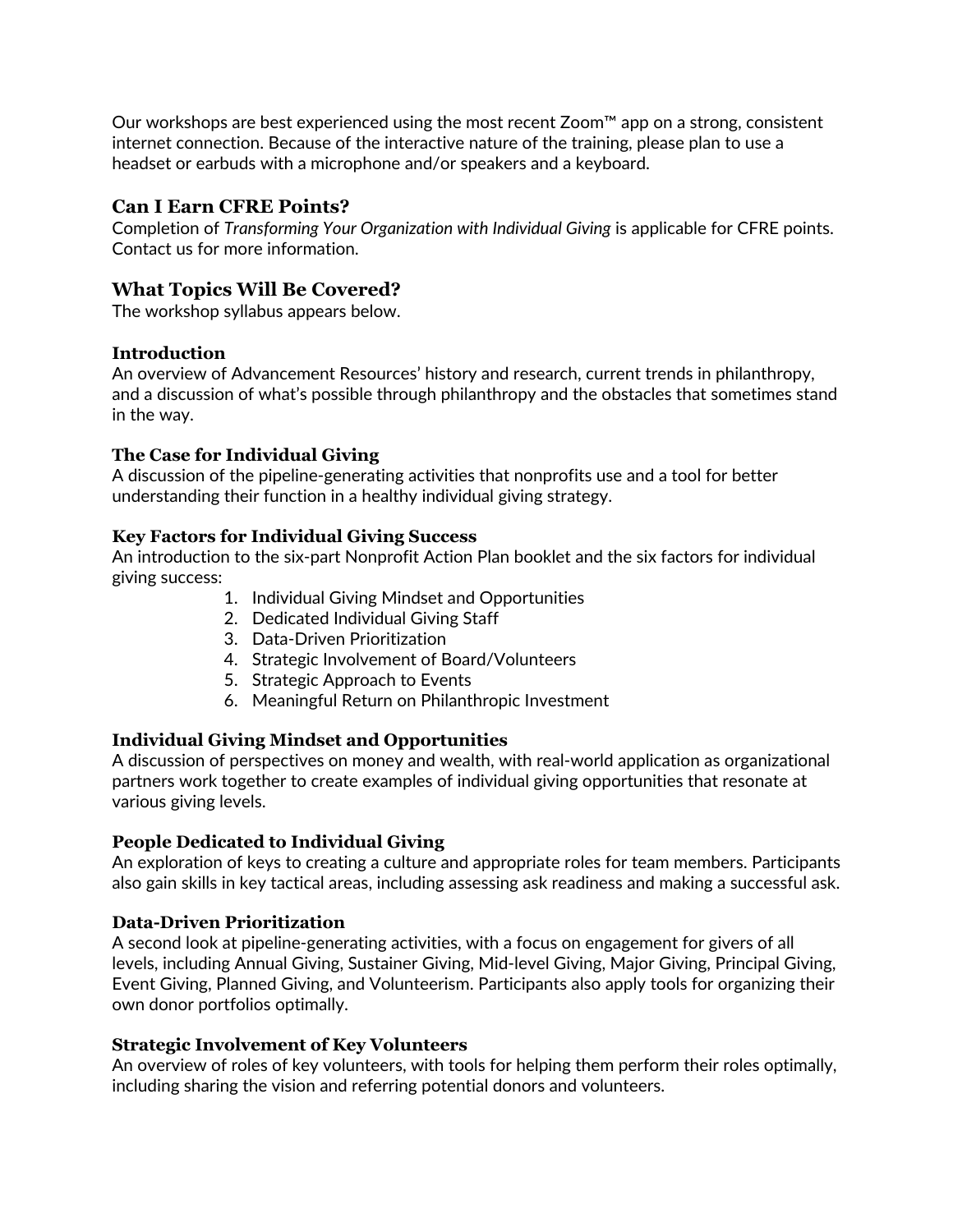Our workshops are best experienced using the most recent Zoom™ app on a strong, consistent internet connection. Because of the interactive nature of the training, please plan to use a headset or earbuds with a microphone and/or speakers and a keyboard.

## Can I Earn CFRE Points?

Completion of *Transforming Your Organization with Individual Giving* is applicable for CFRE points. Contact us for more information.

## What Topics Will Be Covered?

The workshop syllabus appears below.

### Introduction

An overview of Advancement Resources' history and research, current trends in philanthropy, and a discussion of what's possible through philanthropy and the obstacles that sometimes stand in the way.

### The Case for Individual Giving

A discussion of the pipeline-generating activities that nonprofits use and a tool for better understanding their function in a healthy individual giving strategy.

### Key Factors for Individual Giving Success

An introduction to the six-part Nonprofit Action Plan booklet and the six factors for individual giving success:

1. Individual Giving Mindset and Opportunities
2. Dedicated Individual Giving Staff
3. Data-Driven Prioritization
4. Strategic Involvement of Board/Volunteers
5. Strategic Approach to Events
6. Meaningful Return on Philanthropic Investment

### Individual Giving Mindset and Opportunities

A discussion of perspectives on money and wealth, with real-world application as organizational partners work together to create examples of individual giving opportunities that resonate at various giving levels.

### People Dedicated to Individual Giving

An exploration of keys to creating a culture and appropriate roles for team members. Participants also gain skills in key tactical areas, including assessing ask readiness and making a successful ask.

### Data-Driven Prioritization

A second look at pipeline-generating activities, with a focus on engagement for givers of all levels, including Annual Giving, Sustainer Giving, Mid-level Giving, Major Giving, Principal Giving, Event Giving, Planned Giving, and Volunteerism. Participants also apply tools for organizing their own donor portfolios optimally.

### Strategic Involvement of Key Volunteers

An overview of roles of key volunteers, with tools for helping them perform their roles optimally, including sharing the vision and referring potential donors and volunteers.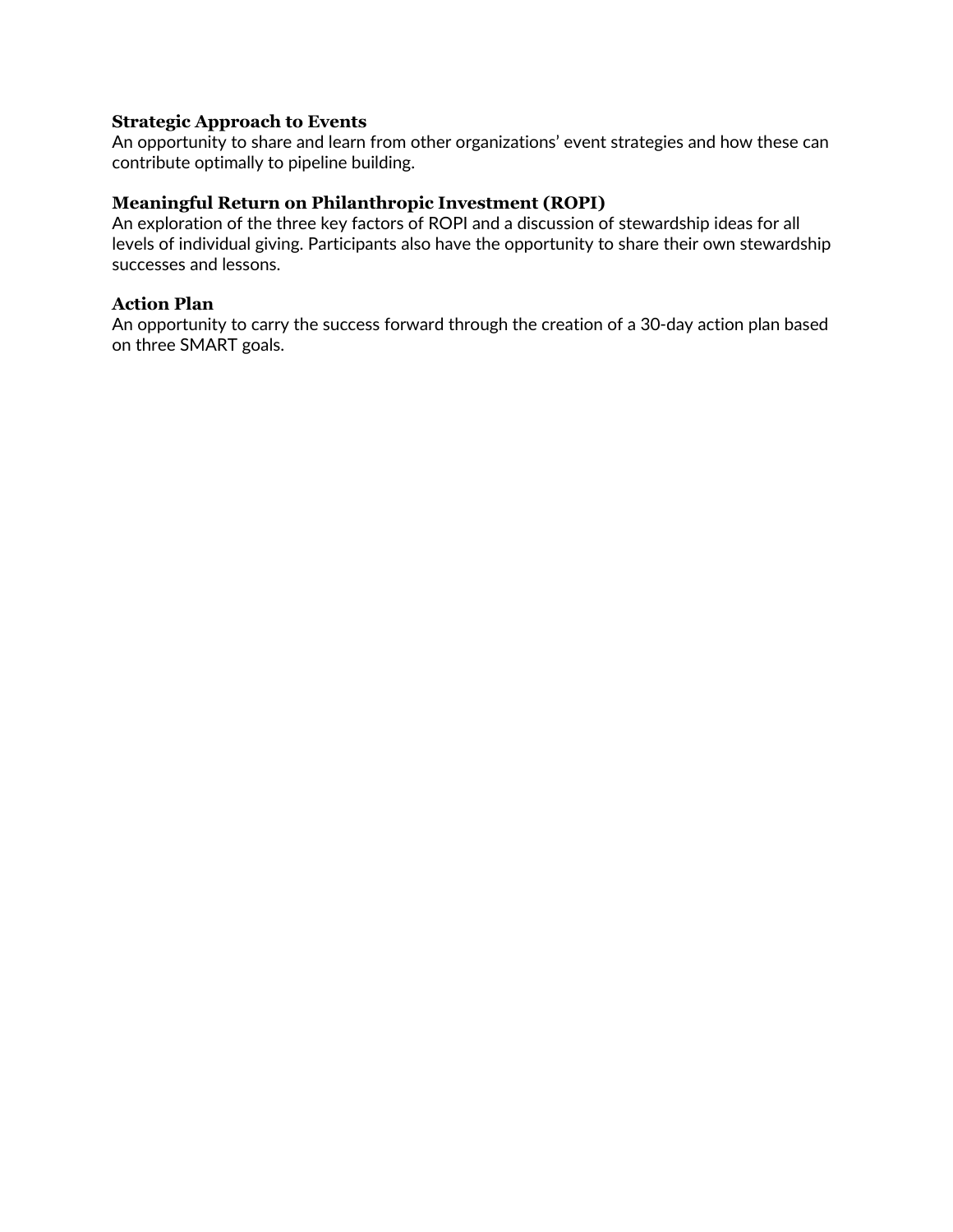**Strategic Approach to Events**
An opportunity to share and learn from other organizations' event strategies and how these can contribute optimally to pipeline building.

**Meaningful Return on Philanthropic Investment (ROPI)**
An exploration of the three key factors of ROPI and a discussion of stewardship ideas for all levels of individual giving. Participants also have the opportunity to share their own stewardship successes and lessons.

**Action Plan**
An opportunity to carry the success forward through the creation of a 30-day action plan based on three SMART goals.